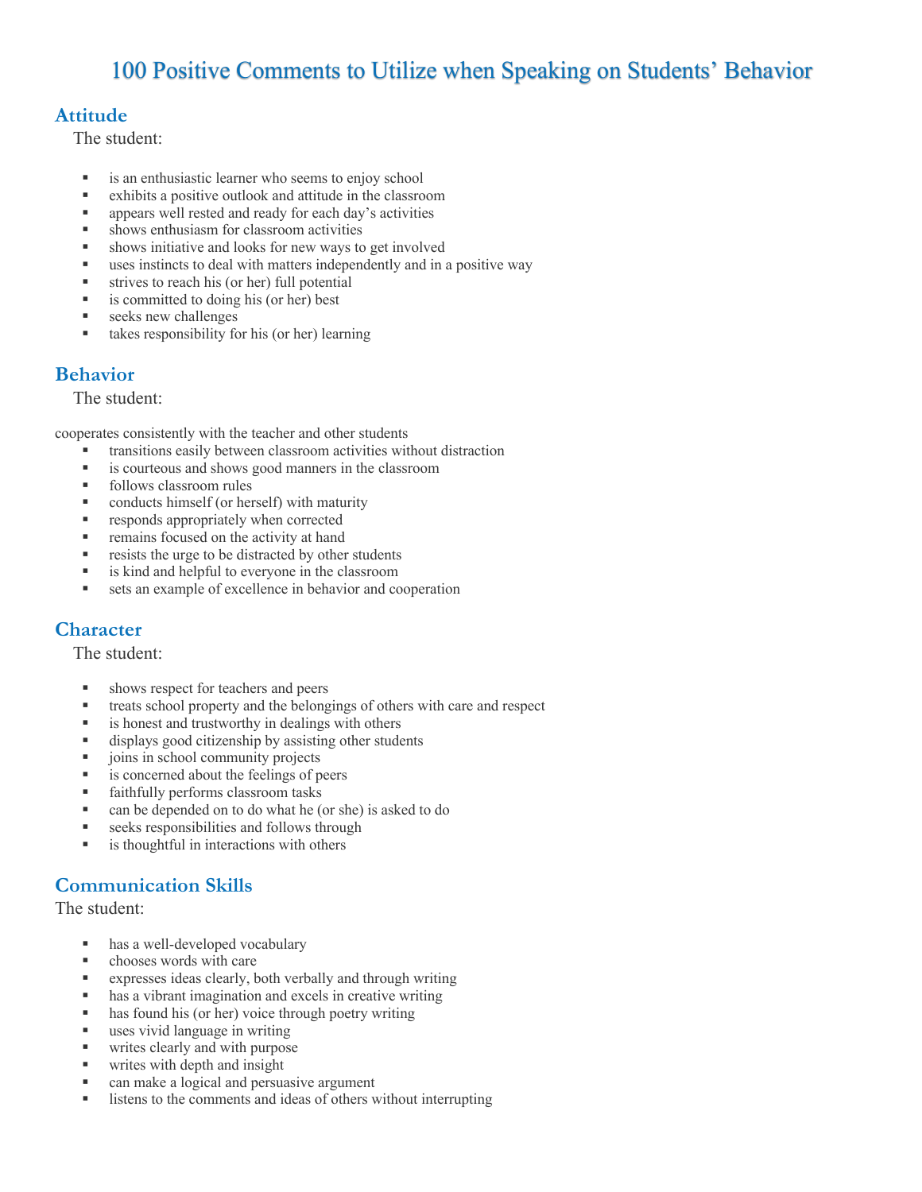# 100 Positive Comments to Utilize when Speaking on Students' Behavior

## Attitude

The student:

- is an enthusiastic learner who seems to enjoy school
- exhibits a positive outlook and attitude in the classroom
- appears well rested and ready for each day's activities
- shows enthusiasm for classroom activities
- shows initiative and looks for new ways to get involved
- uses instincts to deal with matters independently and in a positive way
- strives to reach his (or her) full potential
- is committed to doing his (or her) best
- seeks new challenges
- takes responsibility for his (or her) learning

## Behavior

The student:

cooperates consistently with the teacher and other students

- transitions easily between classroom activities without distraction
- is courteous and shows good manners in the classroom
- follows classroom rules
- conducts himself (or herself) with maturity
- responds appropriately when corrected
- remains focused on the activity at hand
- resists the urge to be distracted by other students
- is kind and helpful to everyone in the classroom
- sets an example of excellence in behavior and cooperation

## Character

The student:

- shows respect for teachers and peers
- treats school property and the belongings of others with care and respect
- is honest and trustworthy in dealings with others
- displays good citizenship by assisting other students
- joins in school community projects
- is concerned about the feelings of peers
- faithfully performs classroom tasks
- can be depended on to do what he (or she) is asked to do
- seeks responsibilities and follows through
- is thoughtful in interactions with others

## Communication Skills

The student:

- has a well-developed vocabulary
- chooses words with care
- expresses ideas clearly, both verbally and through writing
- has a vibrant imagination and excels in creative writing
- has found his (or her) voice through poetry writing
- uses vivid language in writing
- writes clearly and with purpose
- writes with depth and insight
- can make a logical and persuasive argument
- listens to the comments and ideas of others without interrupting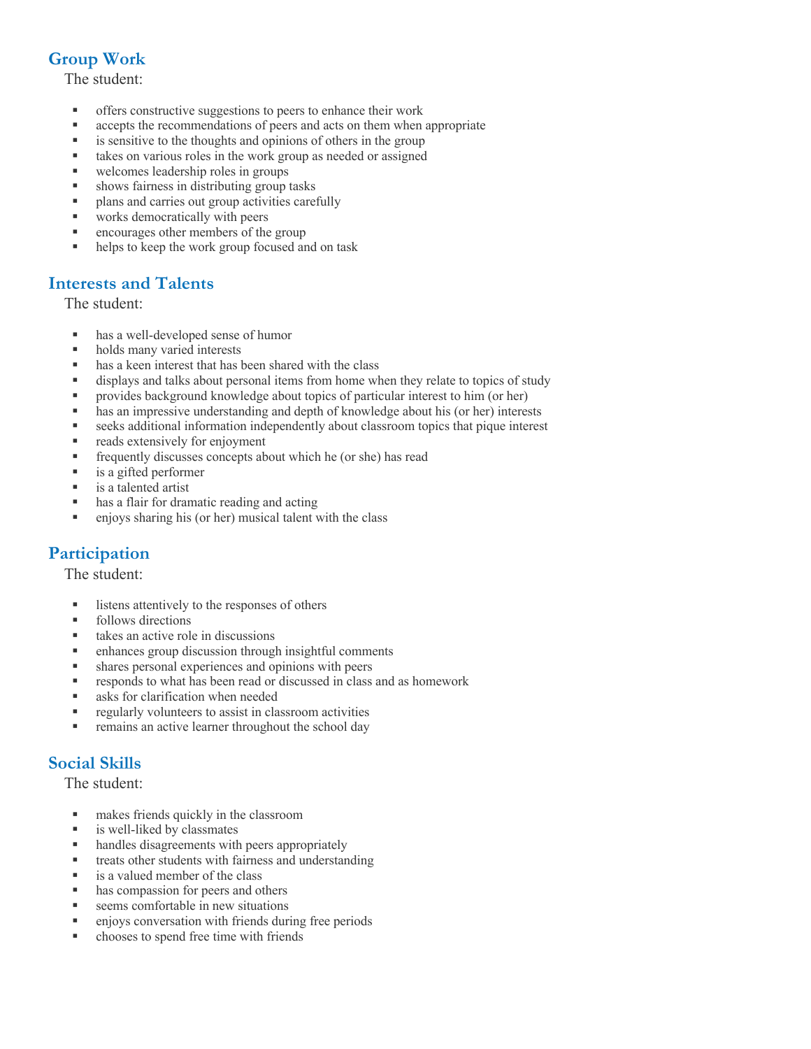## Group Work

The student:

- offers constructive suggestions to peers to enhance their work
- accepts the recommendations of peers and acts on them when appropriate
- is sensitive to the thoughts and opinions of others in the group
- takes on various roles in the work group as needed or assigned
- welcomes leadership roles in groups
- shows fairness in distributing group tasks
- plans and carries out group activities carefully
- works democratically with peers
- encourages other members of the group
- helps to keep the work group focused and on task

## Interests and Talents

The student:

- has a well-developed sense of humor
- holds many varied interests
- has a keen interest that has been shared with the class
- displays and talks about personal items from home when they relate to topics of study
- provides background knowledge about topics of particular interest to him (or her)
- has an impressive understanding and depth of knowledge about his (or her) interests
- seeks additional information independently about classroom topics that pique interest
- reads extensively for enjoyment
- frequently discusses concepts about which he (or she) has read
- is a gifted performer
- is a talented artist
- has a flair for dramatic reading and acting
- enjoys sharing his (or her) musical talent with the class

## Participation

The student:

- listens attentively to the responses of others
- follows directions
- takes an active role in discussions
- enhances group discussion through insightful comments
- shares personal experiences and opinions with peers
- responds to what has been read or discussed in class and as homework
- asks for clarification when needed
- regularly volunteers to assist in classroom activities
- remains an active learner throughout the school day

## Social Skills

The student:

- makes friends quickly in the classroom
- is well-liked by classmates
- handles disagreements with peers appropriately
- treats other students with fairness and understanding
- is a valued member of the class
- has compassion for peers and others
- seems comfortable in new situations
- enjoys conversation with friends during free periods
- chooses to spend free time with friends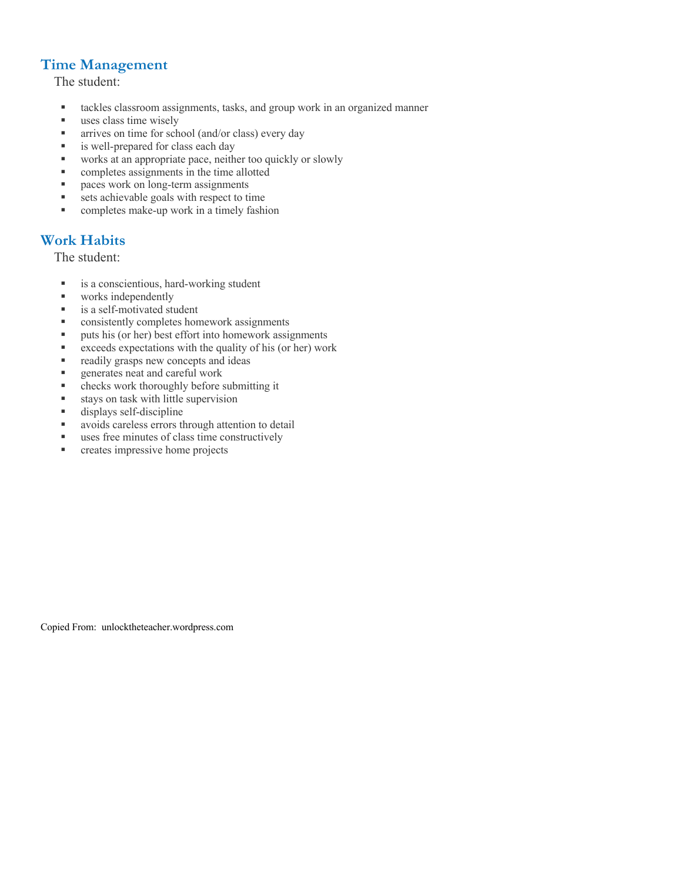## Time Management

The student:

- tackles classroom assignments, tasks, and group work in an organized manner
- uses class time wisely
- arrives on time for school (and/or class) every day
- is well-prepared for class each day
- works at an appropriate pace, neither too quickly or slowly
- completes assignments in the time allotted
- paces work on long-term assignments
- sets achievable goals with respect to time
- completes make-up work in a timely fashion

## Work Habits

The student:

- is a conscientious, hard-working student
- works independently
- is a self-motivated student
- consistently completes homework assignments
- puts his (or her) best effort into homework assignments
- exceeds expectations with the quality of his (or her) work
- readily grasps new concepts and ideas
- generates neat and careful work
- checks work thoroughly before submitting it
- stays on task with little supervision
- displays self-discipline
- avoids careless errors through attention to detail
- uses free minutes of class time constructively
- creates impressive home projects

Copied From: unlocktheteacher.wordpress.com